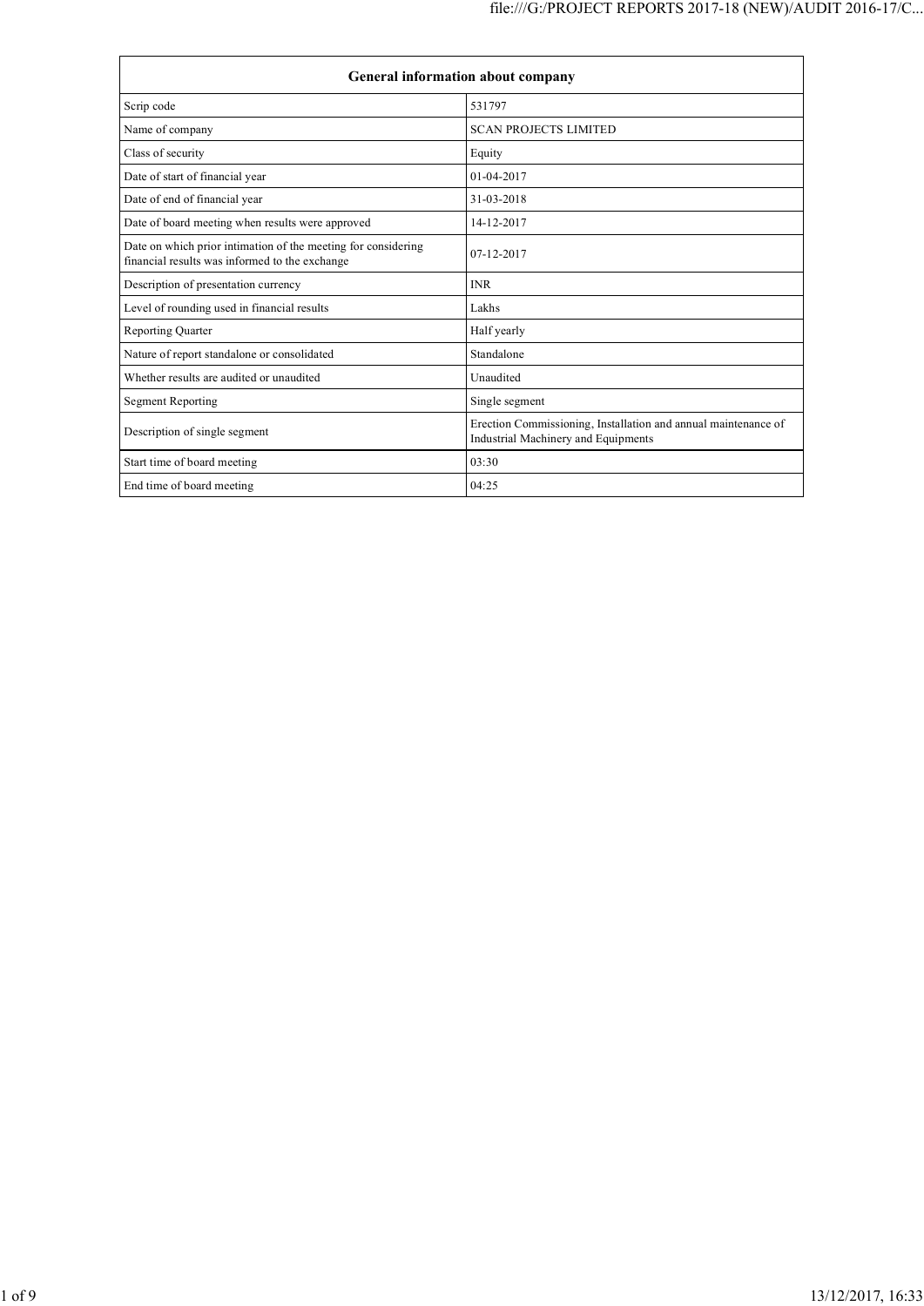| General information about company | |
|---|---|
| Scrip code | 531797 |
| Name of company | SCAN PROJECTS LIMITED |
| Class of security | Equity |
| Date of start of financial year | 01-04-2017 |
| Date of end of financial year | 31-03-2018 |
| Date of board meeting when results were approved | 14-12-2017 |
| Date on which prior intimation of the meeting for considering financial results was informed to the exchange | 07-12-2017 |
| Description of presentation currency | INR |
| Level of rounding used in financial results | Lakhs |
| Reporting Quarter | Half yearly |
| Nature of report standalone or consolidated | Standalone |
| Whether results are audited or unaudited | Unaudited |
| Segment Reporting | Single segment |
| Description of single segment | Erection Commissioning, Installation and annual maintenance of Industrial Machinery and Equipments |
| Start time of board meeting | 03:30 |
| End time of board meeting | 04:25 |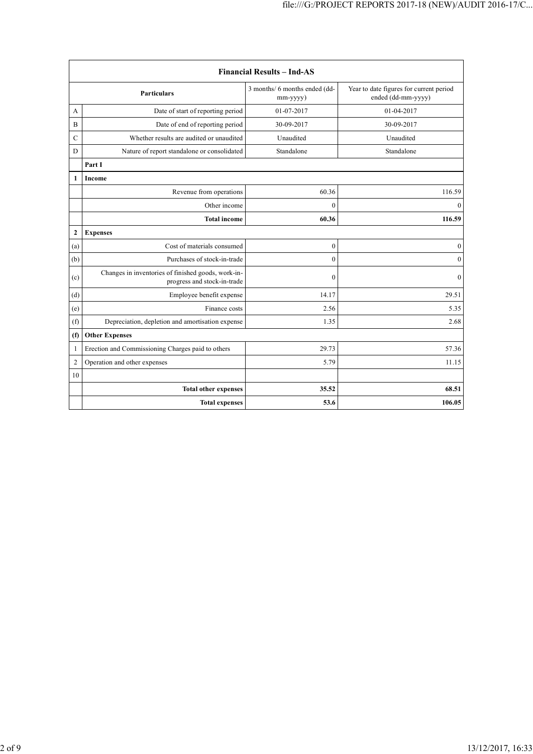| Financial Results – Ind-AS | | | |
|---|---|---|---|
| | **Particulars** | 3 months/ 6 months ended (dd-mm-yyyy) | Year to date figures for current period ended (dd-mm-yyyy) |
| A | Date of start of reporting period | 01-07-2017 | 01-04-2017 |
| B | Date of end of reporting period | 30-09-2017 | 30-09-2017 |
| C | Whether results are audited or unaudited | Unaudited | Unaudited |
| D | Nature of report standalone or consolidated | Standalone | Standalone |
| | **Part I** | | |
| **1** | **Income** | | |
| | Revenue from operations | 60.36 | 116.59 |
| | Other income | 0 | 0 |
| | **Total income** | **60.36** | **116.59** |
| **2** | **Expenses** | | |
| (a) | Cost of materials consumed | 0 | 0 |
| (b) | Purchases of stock-in-trade | 0 | 0 |
| (c) | Changes in inventories of finished goods, work-in-progress and stock-in-trade | 0 | 0 |
| (d) | Employee benefit expense | 14.17 | 29.51 |
| (e) | Finance costs | 2.56 | 5.35 |
| (f) | Depreciation, depletion and amortisation expense | 1.35 | 2.68 |
| **(f)** | **Other Expenses** | | |
| 1 | Erection and Commissioning Charges paid to others | 29.73 | 57.36 |
| 2 | Operation and other expenses | 5.79 | 11.15 |
| 10 | | | |
| | **Total other expenses** | **35.52** | **68.51** |
| | **Total expenses** | **53.6** | **106.05** |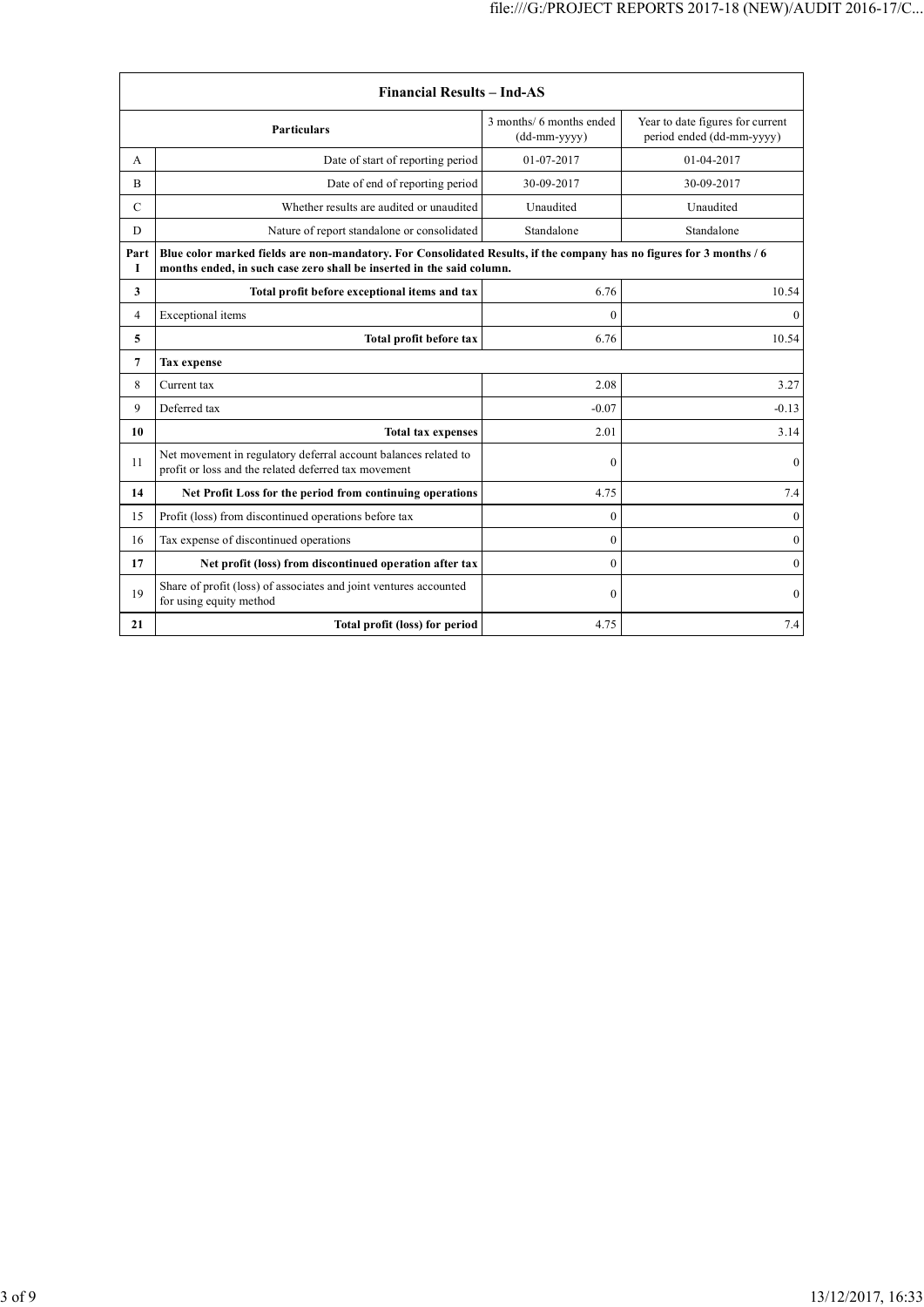| Financial Results – Ind-AS | | | |
|---|---|---|---|
| | **Particulars** | 3 months/ 6 months ended (dd-mm-yyyy) | Year to date figures for current period ended (dd-mm-yyyy) |
| A | Date of start of reporting period | 01-07-2017 | 01-04-2017 |
| B | Date of end of reporting period | 30-09-2017 | 30-09-2017 |
| C | Whether results are audited or unaudited | Unaudited | Unaudited |
| D | Nature of report standalone or consolidated | Standalone | Standalone |
| **Part I** | **Blue color marked fields are non-mandatory. For Consolidated Results, if the company has no figures for 3 months / 6 months ended, in such case zero shall be inserted in the said column.** | | |
| **3** | **Total profit before exceptional items and tax** | 6.76 | 10.54 |
| 4 | Exceptional items | 0 | 0 |
| **5** | **Total profit before tax** | 6.76 | 10.54 |
| **7** | **Tax expense** | | |
| 8 | Current tax | 2.08 | 3.27 |
| 9 | Deferred tax | -0.07 | -0.13 |
| **10** | **Total tax expenses** | 2.01 | 3.14 |
| 11 | Net movement in regulatory deferral account balances related to profit or loss and the related deferred tax movement | 0 | 0 |
| **14** | **Net Profit Loss for the period from continuing operations** | 4.75 | 7.4 |
| 15 | Profit (loss) from discontinued operations before tax | 0 | 0 |
| 16 | Tax expense of discontinued operations | 0 | 0 |
| **17** | **Net profit (loss) from discontinued operation after tax** | 0 | 0 |
| 19 | Share of profit (loss) of associates and joint ventures accounted for using equity method | 0 | 0 |
| **21** | **Total profit (loss) for period** | 4.75 | 7.4 |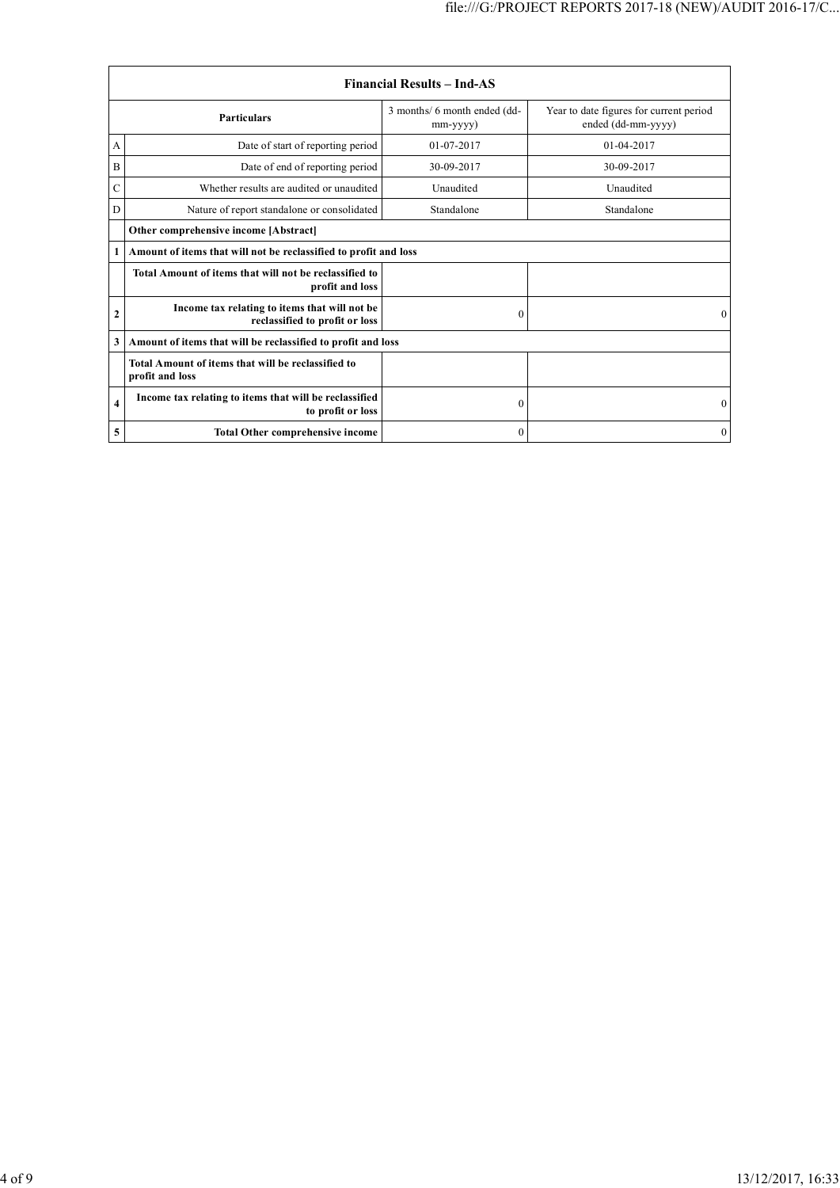| Financial Results – Ind-AS | | | |
|---|---|---|---|
| Particulars | | 3 months/ 6 month ended (dd-mm-yyyy) | Year to date figures for current period ended (dd-mm-yyyy) |
| A | Date of start of reporting period | 01-07-2017 | 01-04-2017 |
| B | Date of end of reporting period | 30-09-2017 | 30-09-2017 |
| C | Whether results are audited or unaudited | Unaudited | Unaudited |
| D | Nature of report standalone or consolidated | Standalone | Standalone |
| | **Other comprehensive income [Abstract]** | | |
| **1** | **Amount of items that will not be reclassified to profit and loss** | | |
| | **Total Amount of items that will not be reclassified to profit and loss** | | |
| **2** | **Income tax relating to items that will not be reclassified to profit or loss** | 0 | 0 |
| **3** | **Amount of items that will be reclassified to profit and loss** | | |
| | **Total Amount of items that will be reclassified to profit and loss** | | |
| **4** | **Income tax relating to items that will be reclassified to profit or loss** | 0 | 0 |
| **5** | **Total Other comprehensive income** | 0 | 0 |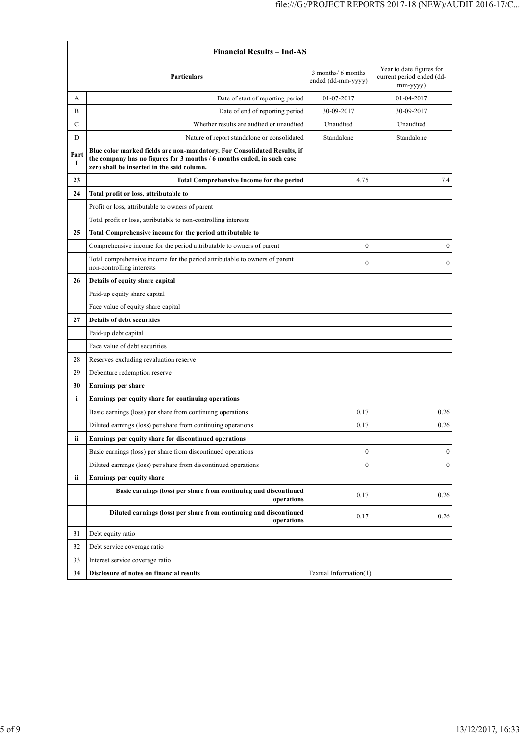| Financial Results – Ind-AS | | | |
|---|---|---|---|
| | **Particulars** | 3 months/ 6 months ended (dd-mm-yyyy) | Year to date figures for current period ended (dd-mm-yyyy) |
| A | Date of start of reporting period | 01-07-2017 | 01-04-2017 |
| B | Date of end of reporting period | 30-09-2017 | 30-09-2017 |
| C | Whether results are audited or unaudited | Unaudited | Unaudited |
| D | Nature of report standalone or consolidated | Standalone | Standalone |
| **Part I** | **Blue color marked fields are non-mandatory. For Consolidated Results, if the company has no figures for 3 months / 6 months ended, in such case zero shall be inserted in the said column.** | | |
| **23** | **Total Comprehensive Income for the period** | 4.75 | 7.4 |
| **24** | **Total profit or loss, attributable to** | | |
| | Profit or loss, attributable to owners of parent | | |
| | Total profit or loss, attributable to non-controlling interests | | |
| **25** | **Total Comprehensive income for the period attributable to** | | |
| | Comprehensive income for the period attributable to owners of parent | 0 | 0 |
| | Total comprehensive income for the period attributable to owners of parent non-controlling interests | 0 | 0 |
| **26** | **Details of equity share capital** | | |
| | Paid-up equity share capital | | |
| | Face value of equity share capital | | |
| **27** | **Details of debt securities** | | |
| | Paid-up debt capital | | |
| | Face value of debt securities | | |
| 28 | Reserves excluding revaluation reserve | | |
| 29 | Debenture redemption reserve | | |
| **30** | **Earnings per share** | | |
| **i** | **Earnings per equity share for continuing operations** | | |
| | Basic earnings (loss) per share from continuing operations | 0.17 | 0.26 |
| | Diluted earnings (loss) per share from continuing operations | 0.17 | 0.26 |
| **ii** | **Earnings per equity share for discontinued operations** | | |
| | Basic earnings (loss) per share from discontinued operations | 0 | 0 |
| | Diluted earnings (loss) per share from discontinued operations | 0 | 0 |
| **ii** | **Earnings per equity share** | | |
| | **Basic earnings (loss) per share from continuing and discontinued operations** | 0.17 | 0.26 |
| | **Diluted earnings (loss) per share from continuing and discontinued operations** | 0.17 | 0.26 |
| 31 | Debt equity ratio | | |
| 32 | Debt service coverage ratio | | |
| 33 | Interest service coverage ratio | | |
| **34** | **Disclosure of notes on financial results** | Textual Information(1) | |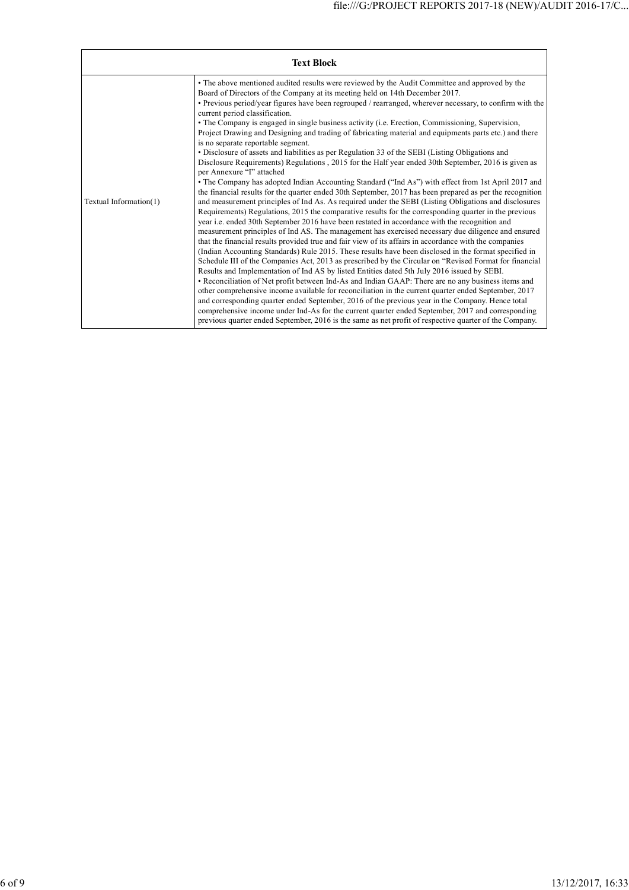| Text Block | |
|---|---|
| Textual Information(1) | • The above mentioned audited results were reviewed by the Audit Committee and approved by the Board of Directors of the Company at its meeting held on 14th December 2017.<br>• Previous period/year figures have been regrouped / rearranged, wherever necessary, to confirm with the current period classification.<br>• The Company is engaged in single business activity (i.e. Erection, Commissioning, Supervision, Project Drawing and Designing and trading of fabricating material and equipments parts etc.) and there is no separate reportable segment.<br>• Disclosure of assets and liabilities as per Regulation 33 of the SEBI (Listing Obligations and Disclosure Requirements) Regulations , 2015 for the Half year ended 30th September, 2016 is given as per Annexure "I" attached<br>• The Company has adopted Indian Accounting Standard ("Ind As") with effect from 1st April 2017 and the financial results for the quarter ended 30th September, 2017 has been prepared as per the recognition and measurement principles of Ind As. As required under the SEBI (Listing Obligations and disclosures Requirements) Regulations, 2015 the comparative results for the corresponding quarter in the previous year i.e. ended 30th September 2016 have been restated in accordance with the recognition and measurement principles of Ind AS. The management has exercised necessary due diligence and ensured that the financial results provided true and fair view of its affairs in accordance with the companies (Indian Accounting Standards) Rule 2015. These results have been disclosed in the format specified in Schedule III of the Companies Act, 2013 as prescribed by the Circular on "Revised Format for financial Results and Implementation of Ind AS by listed Entities dated 5th July 2016 issued by SEBI.<br>• Reconciliation of Net profit between Ind-As and Indian GAAP: There are no any business items and other comprehensive income available for reconciliation in the current quarter ended September, 2017 and corresponding quarter ended September, 2016 of the previous year in the Company. Hence total comprehensive income under Ind-As for the current quarter ended September, 2017 and corresponding previous quarter ended September, 2016 is the same as net profit of respective quarter of the Company. |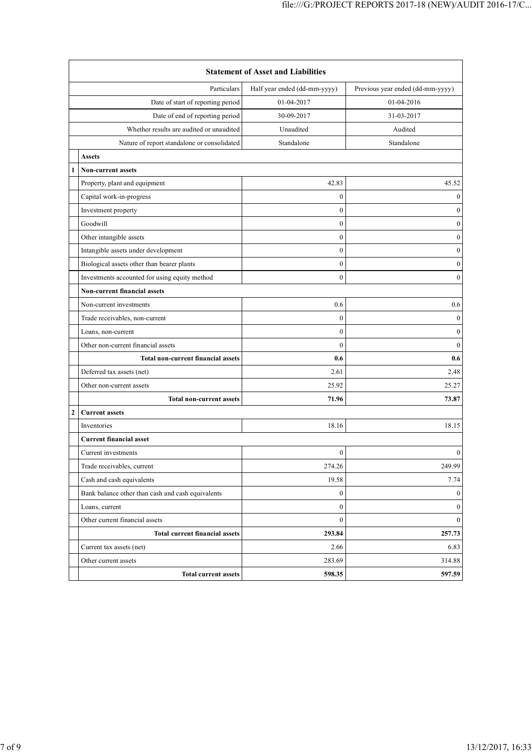| | Statement of Asset and Liabilities | | |
|---|---|---|---|
| | Particulars | Half year ended (dd-mm-yyyy) | Previous year ended (dd-mm-yyyy) |
| | Date of start of reporting period | 01-04-2017 | 01-04-2016 |
| | Date of end of reporting period | 30-09-2017 | 31-03-2017 |
| | Whether results are audited or unaudited | Unaudited | Audited |
| | Nature of report standalone or consolidated | Standalone | Standalone |
| | **Assets** | | |
| **1** | **Non-current assets** | | |
| | Property, plant and equipment | 42.83 | 45.52 |
| | Capital work-in-progress | 0 | 0 |
| | Investment property | 0 | 0 |
| | Goodwill | 0 | 0 |
| | Other intangible assets | 0 | 0 |
| | Intangible assets under development | 0 | 0 |
| | Biological assets other than bearer plants | 0 | 0 |
| | Investments accounted for using equity method | 0 | 0 |
| | **Non-current financial assets** | | |
| | Non-current investments | 0.6 | 0.6 |
| | Trade receivables, non-current | 0 | 0 |
| | Loans, non-current | 0 | 0 |
| | Other non-current financial assets | 0 | 0 |
| | **Total non-current financial assets** | **0.6** | **0.6** |
| | Deferred tax assets (net) | 2.61 | 2.48 |
| | Other non-current assets | 25.92 | 25.27 |
| | **Total non-current assets** | **71.96** | **73.87** |
| **2** | **Current assets** | | |
| | Inventories | 18.16 | 18.15 |
| | **Current financial asset** | | |
| | Current investments | 0 | 0 |
| | Trade receivables, current | 274.26 | 249.99 |
| | Cash and cash equivalents | 19.58 | 7.74 |
| | Bank balance other than cash and cash equivalents | 0 | 0 |
| | Loans, current | 0 | 0 |
| | Other current financial assets | 0 | 0 |
| | **Total current financial assets** | **293.84** | **257.73** |
| | Current tax assets (net) | 2.66 | 6.83 |
| | Other current assets | 283.69 | 314.88 |
| | **Total current assets** | **598.35** | **597.59** |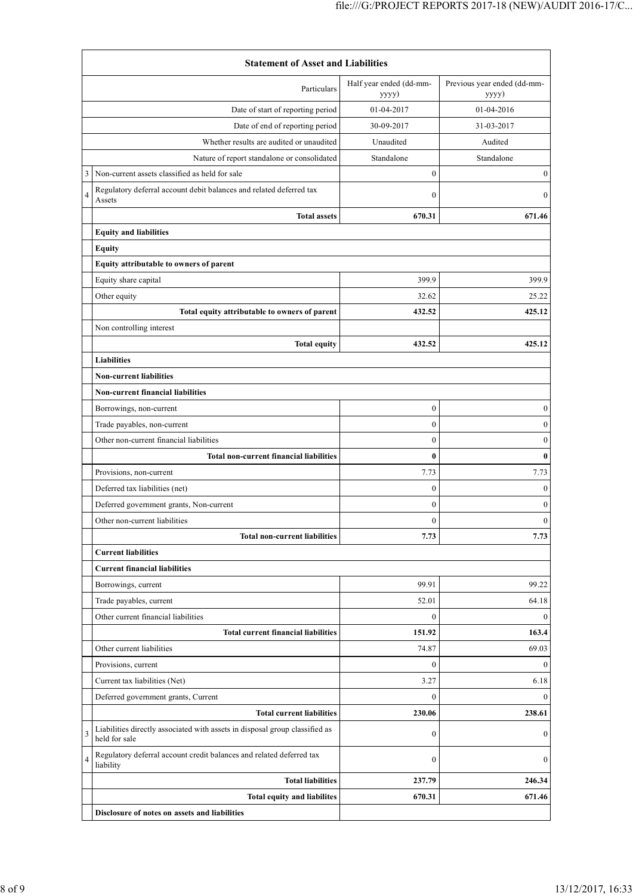| | Statement of Asset and Liabilities | | |
|---|---|---|---|
| | Particulars | Half year ended (dd-mm-yyyy) | Previous year ended (dd-mm-yyyy) |
| | Date of start of reporting period | 01-04-2017 | 01-04-2016 |
| | Date of end of reporting period | 30-09-2017 | 31-03-2017 |
| | Whether results are audited or unaudited | Unaudited | Audited |
| | Nature of report standalone or consolidated | Standalone | Standalone |
| 3 | Non-current assets classified as held for sale | 0 | 0 |
| 4 | Regulatory deferral account debit balances and related deferred tax Assets | 0 | 0 |
| | **Total assets** | **670.31** | **671.46** |
| | **Equity and liabilities** | | |
| | **Equity** | | |
| | **Equity attributable to owners of parent** | | |
| | Equity share capital | 399.9 | 399.9 |
| | Other equity | 32.62 | 25.22 |
| | **Total equity attributable to owners of parent** | **432.52** | **425.12** |
| | Non controlling interest | | |
| | **Total equity** | **432.52** | **425.12** |
| | **Liabilities** | | |
| | **Non-current liabilities** | | |
| | **Non-current financial liabilities** | | |
| | Borrowings, non-current | 0 | 0 |
| | Trade payables, non-current | 0 | 0 |
| | Other non-current financial liabilities | 0 | 0 |
| | **Total non-current financial liabilities** | **0** | **0** |
| | Provisions, non-current | 7.73 | 7.73 |
| | Deferred tax liabilities (net) | 0 | 0 |
| | Deferred government grants, Non-current | 0 | 0 |
| | Other non-current liabilities | 0 | 0 |
| | **Total non-current liabilities** | **7.73** | **7.73** |
| | **Current liabilities** | | |
| | **Current financial liabilities** | | |
| | Borrowings, current | 99.91 | 99.22 |
| | Trade payables, current | 52.01 | 64.18 |
| | Other current financial liabilities | 0 | 0 |
| | **Total current financial liabilities** | **151.92** | **163.4** |
| | Other current liabilities | 74.87 | 69.03 |
| | Provisions, current | 0 | 0 |
| | Current tax liabilities (Net) | 3.27 | 6.18 |
| | Deferred government grants, Current | 0 | 0 |
| | **Total current liabilities** | **230.06** | **238.61** |
| 3 | Liabilities directly associated with assets in disposal group classified as held for sale | 0 | 0 |
| 4 | Regulatory deferral account credit balances and related deferred tax liability | 0 | 0 |
| | **Total liabilities** | **237.79** | **246.34** |
| | **Total equity and liabilites** | **670.31** | **671.46** |
| | **Disclosure of notes on assets and liabilities** | | |